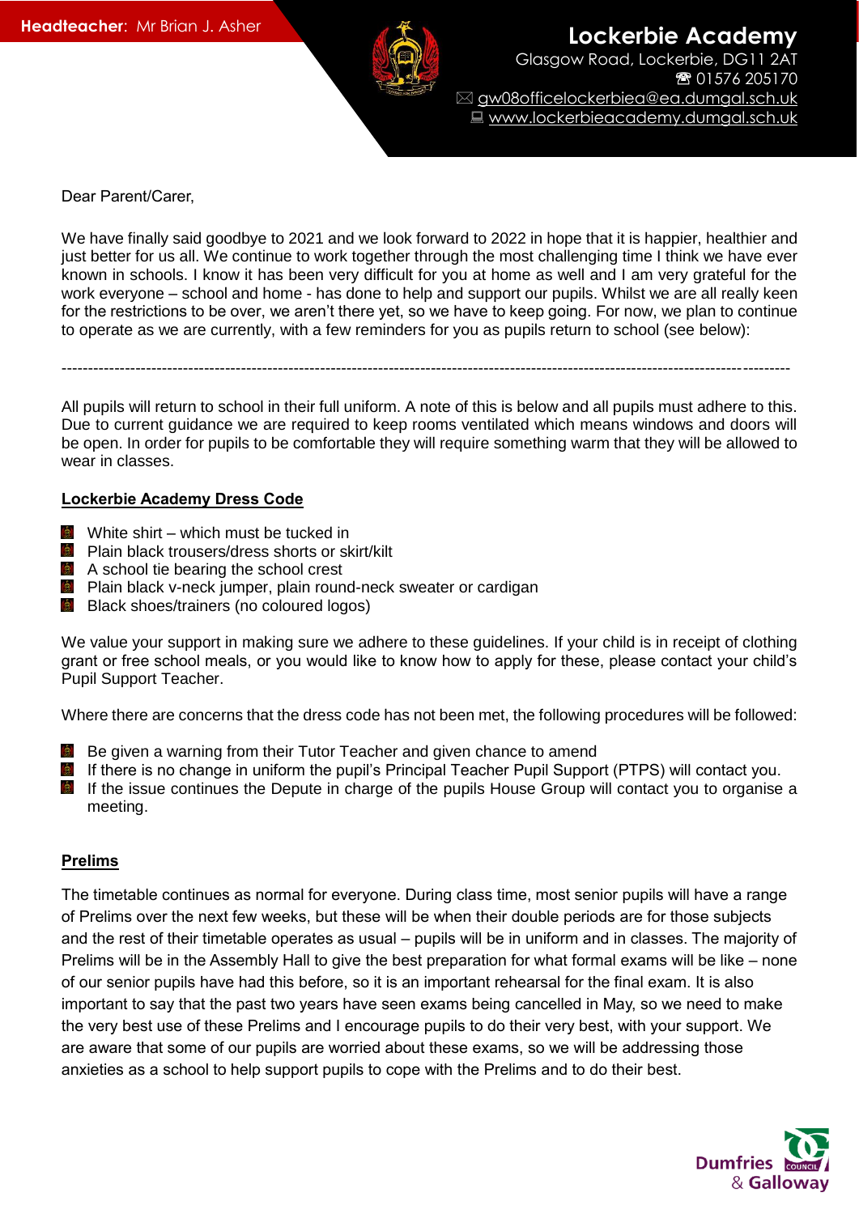**Headteacher:** Mr Brian J. Asher

**Lockerbie Academy**
Glasgow Road, Lockerbie, DG11 2AT
☎ 01576 205170
✉ gw08officelockerbiea@ea.dumgal.sch.uk
💻 www.lockerbieacademy.dumgal.sch.uk

Dear Parent/Carer,

We have finally said goodbye to 2021 and we look forward to 2022 in hope that it is happier, healthier and just better for us all. We continue to work together through the most challenging time I think we have ever known in schools. I know it has been very difficult for you at home as well and I am very grateful for the work everyone – school and home - has done to help and support our pupils. Whilst we are all really keen for the restrictions to be over, we aren't there yet, so we have to keep going. For now, we plan to continue to operate as we are currently, with a few reminders for you as pupils return to school (see below):

---

All pupils will return to school in their full uniform. A note of this is below and all pupils must adhere to this. Due to current guidance we are required to keep rooms ventilated which means windows and doors will be open. In order for pupils to be comfortable they will require something warm that they will be allowed to wear in classes.

**Lockerbie Academy Dress Code**

- White shirt – which must be tucked in
- Plain black trousers/dress shorts or skirt/kilt
- A school tie bearing the school crest
- Plain black v-neck jumper, plain round-neck sweater or cardigan
- Black shoes/trainers (no coloured logos)

We value your support in making sure we adhere to these guidelines. If your child is in receipt of clothing grant or free school meals, or you would like to know how to apply for these, please contact your child's Pupil Support Teacher.

Where there are concerns that the dress code has not been met, the following procedures will be followed:

- Be given a warning from their Tutor Teacher and given chance to amend
- If there is no change in uniform the pupil's Principal Teacher Pupil Support (PTPS) will contact you.
- If the issue continues the Depute in charge of the pupils House Group will contact you to organise a meeting.

**Prelims**

The timetable continues as normal for everyone. During class time, most senior pupils will have a range of Prelims over the next few weeks, but these will be when their double periods are for those subjects and the rest of their timetable operates as usual – pupils will be in uniform and in classes. The majority of Prelims will be in the Assembly Hall to give the best preparation for what formal exams will be like – none of our senior pupils have had this before, so it is an important rehearsal for the final exam. It is also important to say that the past two years have seen exams being cancelled in May, so we need to make the very best use of these Prelims and I encourage pupils to do their very best, with your support. We are aware that some of our pupils are worried about these exams, so we will be addressing those anxieties as a school to help support pupils to cope with the Prelims and to do their best.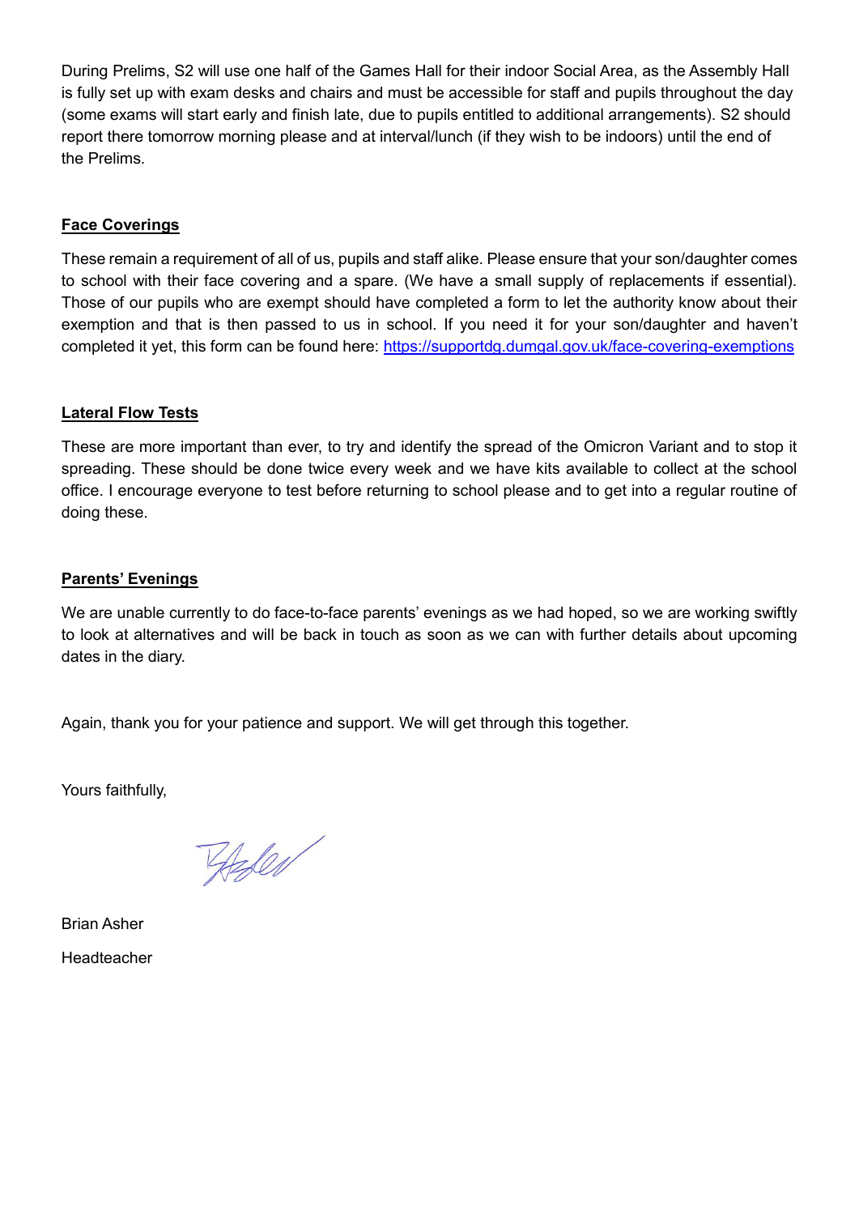During Prelims, S2 will use one half of the Games Hall for their indoor Social Area, as the Assembly Hall is fully set up with exam desks and chairs and must be accessible for staff and pupils throughout the day (some exams will start early and finish late, due to pupils entitled to additional arrangements). S2 should report there tomorrow morning please and at interval/lunch (if they wish to be indoors) until the end of the Prelims.

**Face Coverings**

These remain a requirement of all of us, pupils and staff alike. Please ensure that your son/daughter comes to school with their face covering and a spare. (We have a small supply of replacements if essential). Those of our pupils who are exempt should have completed a form to let the authority know about their exemption and that is then passed to us in school. If you need it for your son/daughter and haven't completed it yet, this form can be found here: https://supportdg.dumgal.gov.uk/face-covering-exemptions

**Lateral Flow Tests**

These are more important than ever, to try and identify the spread of the Omicron Variant and to stop it spreading. These should be done twice every week and we have kits available to collect at the school office. I encourage everyone to test before returning to school please and to get into a regular routine of doing these.

**Parents' Evenings**

We are unable currently to do face-to-face parents' evenings as we had hoped, so we are working swiftly to look at alternatives and will be back in touch as soon as we can with further details about upcoming dates in the diary.

Again, thank you for your patience and support. We will get through this together.

Yours faithfully,

Brian Asher

Headteacher